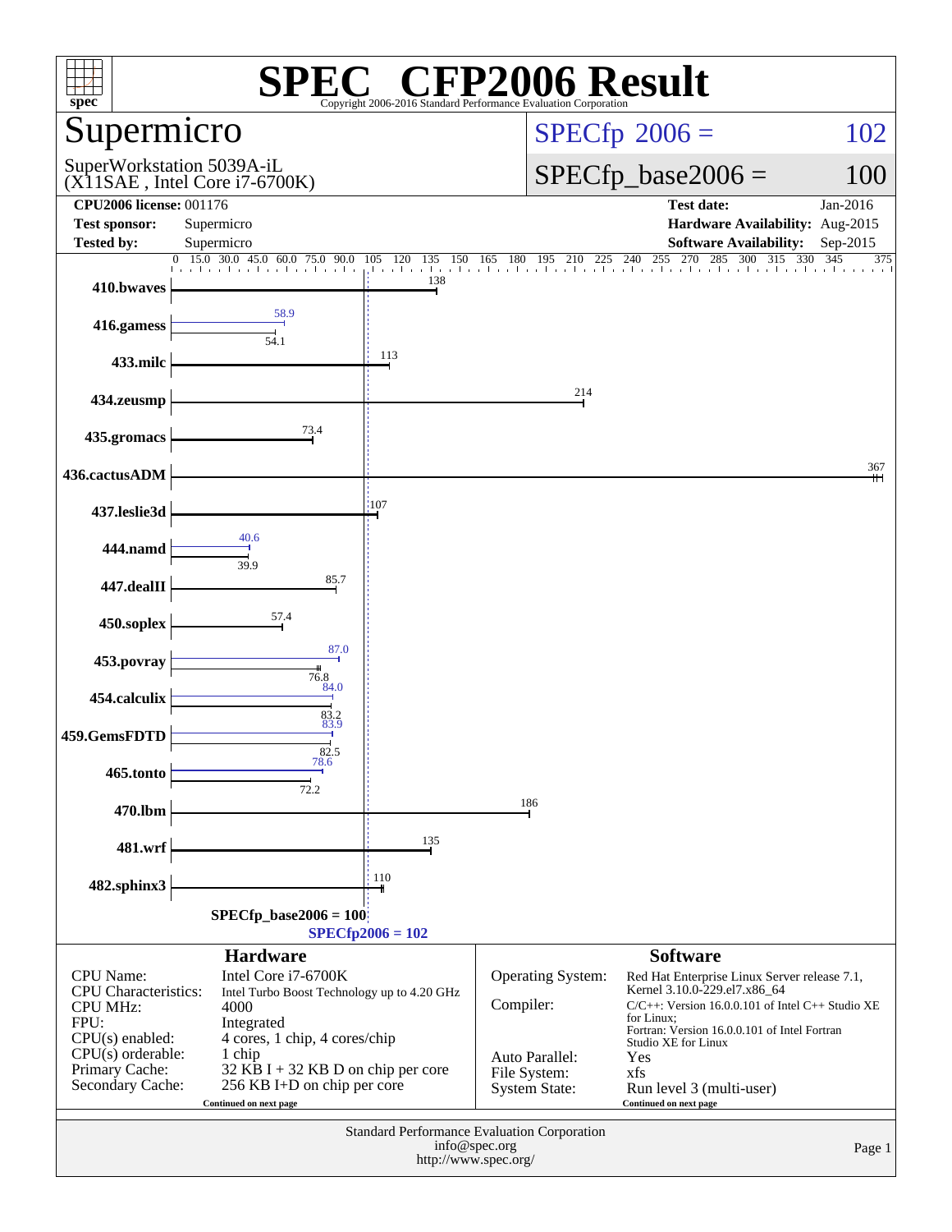# SPEC CFP2006 Result

Copyright 2006-2016 Standard Performance Evaluation Corporation

## Supermicro

SuperWorkstation 5039A-iL
(X11SAE , Intel Core i7-6700K)

SPECfp 2006 = 102

SPECfp_base2006 = 100

| | | | |
|---|---|---|---|
| **CPU2006 license:** | 001176 | **Test date:** | Jan-2016 |
| **Test sponsor:** | Supermicro | **Hardware Availability:** | Aug-2015 |
| **Tested by:** | Supermicro | **Software Availability:** | Sep-2015 |

| Benchmark | Base | Peak |
|---|---|---|
| 410.bwaves | 138 | |
| 416.gamess | 54.1 | 58.9 |
| 433.milc | 113 | |
| 434.zeusmp | 214 | |
| 435.gromacs | 73.4 | |
| 436.cactusADM | 367 | |
| 437.leslie3d | 107 | |
| 444.namd | 39.9 | 40.6 |
| 447.dealII | 85.7 | |
| 450.soplex | 57.4 | |
| 453.povray | 76.8 | 87.0 |
| 454.calculix | 83.2 | 84.0 |
| 459.GemsFDTD | 82.5 | 83.9 |
| 465.tonto | 72.2 | 78.6 |
| 470.lbm | 186 | |
| 481.wrf | 135 | |
| 482.sphinx3 | 110 | |

SPECfp_base2006 = 100

SPECfp2006 = 102

### Hardware

| | |
|---|---|
| CPU Name: | Intel Core i7-6700K |
| CPU Characteristics: | Intel Turbo Boost Technology up to 4.20 GHz |
| CPU MHz: | 4000 |
| FPU: | Integrated |
| CPU(s) enabled: | 4 cores, 1 chip, 4 cores/chip |
| CPU(s) orderable: | 1 chip |
| Primary Cache: | 32 KB I + 32 KB D on chip per core |
| Secondary Cache: | 256 KB I+D on chip per core |

Continued on next page

### Software

| | |
|---|---|
| Operating System: | Red Hat Enterprise Linux Server release 7.1, Kernel 3.10.0-229.el7.x86_64 |
| Compiler: | C/C++: Version 16.0.0.101 of Intel C++ Studio XE for Linux; Fortran: Version 16.0.0.101 of Intel Fortran Studio XE for Linux |
| Auto Parallel: | Yes |
| File System: | xfs |
| System State: | Run level 3 (multi-user) |

Continued on next page

Standard Performance Evaluation Corporation
info@spec.org
http://www.spec.org/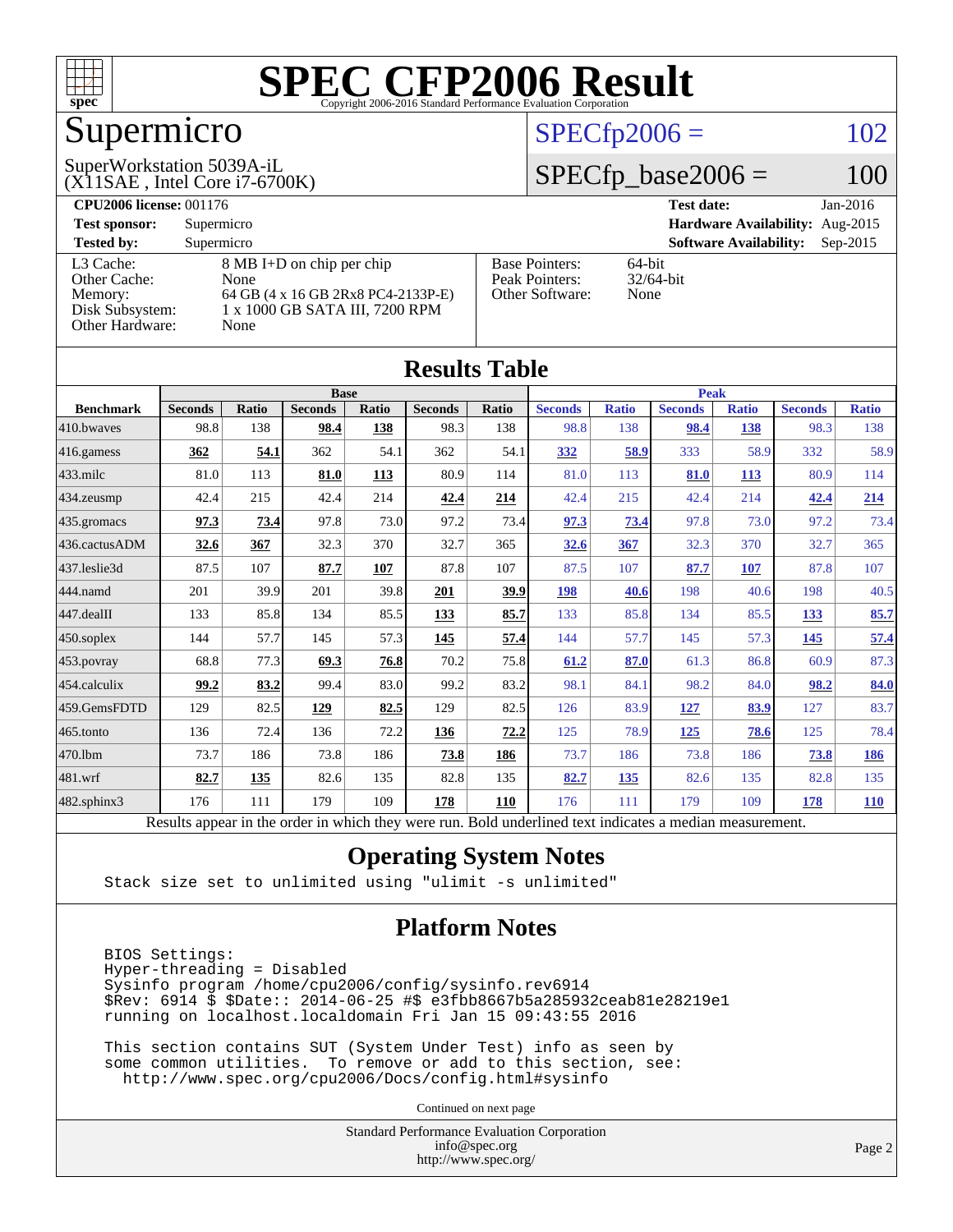# SPEC CFP2006 Result

Copyright 2006-2016 Standard Performance Evaluation Corporation

## Supermicro

SuperWorkstation 5039A-iL
(X11SAE , Intel Core i7-6700K)

SPECfp2006 = 102

SPECfp_base2006 = 100

| | | | |
|---|---|---|---|
| **CPU2006 license:** 001176 | | **Test date:** | Jan-2016 |
| **Test sponsor:** | Supermicro | **Hardware Availability:** | Aug-2015 |
| **Tested by:** | Supermicro | **Software Availability:** | Sep-2015 |

| | |
|---|---|
| L3 Cache: | 8 MB I+D on chip per chip |
| Other Cache: | None |
| Memory: | 64 GB (4 x 16 GB 2Rx8 PC4-2133P-E) |
| Disk Subsystem: | 1 x 1000 GB SATA III, 7200 RPM |
| Other Hardware: | None |

| | |
|---|---|
| Base Pointers: | 64-bit |
| Peak Pointers: | 32/64-bit |
| Other Software: | None |

## Results Table

| Benchmark | Base | | | | | | Peak | | | | | |
|---|---|---|---|---|---|---|---|---|---|---|---|---|
| | Seconds | Ratio | Seconds | Ratio | Seconds | Ratio | Seconds | Ratio | Seconds | Ratio | Seconds | Ratio |
| 410.bwaves | 98.8 | 138 | **98.4** | **138** | 98.3 | 138 | 98.8 | 138 | **98.4** | **138** | 98.3 | 138 |
| 416.gamess | **362** | **54.1** | 362 | 54.1 | 362 | 54.1 | **332** | **58.9** | 333 | 58.9 | 332 | 58.9 |
| 433.milc | 81.0 | 113 | **81.0** | **113** | 80.9 | 114 | 81.0 | 113 | **81.0** | **113** | 80.9 | 114 |
| 434.zeusmp | 42.4 | 215 | 42.4 | 214 | **42.4** | **214** | 42.4 | 215 | 42.4 | 214 | **42.4** | **214** |
| 435.gromacs | **97.3** | **73.4** | 97.8 | 73.0 | 97.2 | 73.4 | **97.3** | **73.4** | 97.8 | 73.0 | 97.2 | 73.4 |
| 436.cactusADM | **32.6** | **367** | 32.3 | 370 | 32.7 | 365 | **32.6** | **367** | 32.3 | 370 | 32.7 | 365 |
| 437.leslie3d | 87.5 | 107 | **87.7** | **107** | 87.8 | 107 | 87.5 | 107 | **87.7** | **107** | 87.8 | 107 |
| 444.namd | 201 | 39.9 | 201 | 39.8 | **201** | **39.9** | **198** | **40.6** | 198 | 40.6 | 198 | 40.5 |
| 447.dealII | 133 | 85.8 | 134 | 85.5 | **133** | **85.7** | 133 | 85.8 | 134 | 85.5 | **133** | **85.7** |
| 450.soplex | 144 | 57.7 | 145 | 57.3 | **145** | **57.4** | 144 | 57.7 | 145 | 57.3 | **145** | **57.4** |
| 453.povray | 68.8 | 77.3 | **69.3** | **76.8** | 70.2 | 75.8 | **61.2** | **87.0** | 61.3 | 86.8 | 60.9 | 87.3 |
| 454.calculix | **99.2** | **83.2** | 99.4 | 83.0 | 99.2 | 83.2 | 98.1 | 84.1 | 98.2 | 84.0 | **98.2** | **84.0** |
| 459.GemsFDTD | 129 | 82.5 | **129** | **82.5** | 129 | 82.5 | 126 | 83.9 | **127** | **83.9** | 127 | 83.7 |
| 465.tonto | 136 | 72.4 | 136 | 72.2 | **136** | **72.2** | 125 | 78.9 | **125** | **78.6** | 125 | 78.4 |
| 470.lbm | 73.7 | 186 | 73.8 | 186 | **73.8** | **186** | 73.7 | 186 | 73.8 | 186 | **73.8** | **186** |
| 481.wrf | **82.7** | **135** | 82.6 | 135 | 82.8 | 135 | **82.7** | **135** | 82.6 | 135 | 82.8 | 135 |
| 482.sphinx3 | 176 | 111 | 179 | 109 | **178** | **110** | 176 | 111 | 179 | 109 | **178** | **110** |

Results appear in the order in which they were run. Bold underlined text indicates a median measurement.

## Operating System Notes

```
Stack size set to unlimited using "ulimit -s unlimited"
```

## Platform Notes

```
BIOS Settings:
Hyper-threading = Disabled
Sysinfo program /home/cpu2006/config/sysinfo.rev6914
$Rev: 6914 $ $Date:: 2014-06-25 #$ e3fbb8667b5a285932ceab81e28219e1
running on localhost.localdomain Fri Jan 15 09:43:55 2016

This section contains SUT (System Under Test) info as seen by
some common utilities.  To remove or add to this section, see:
  http://www.spec.org/cpu2006/Docs/config.html#sysinfo
```

Continued on next page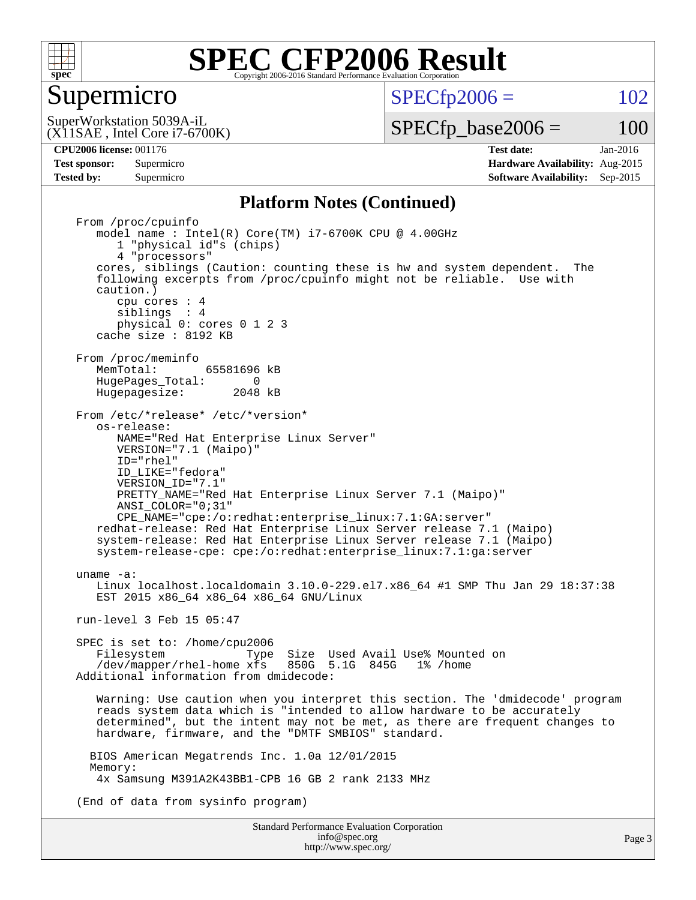# SPEC CFP2006 Result

Copyright 2006-2016 Standard Performance Evaluation Corporation

## Supermicro

SuperWorkstation 5039A-iL
(X11SAE , Intel Core i7-6700K)

SPECfp2006 = 102

SPECfp_base2006 = 100

| | | | |
|---|---|---|---|
| **CPU2006 license:** 001176 | | **Test date:** | Jan-2016 |
| **Test sponsor:** | Supermicro | **Hardware Availability:** | Aug-2015 |
| **Tested by:** | Supermicro | **Software Availability:** | Sep-2015 |

## Platform Notes (Continued)

```
From /proc/cpuinfo
   model name : Intel(R) Core(TM) i7-6700K CPU @ 4.00GHz
      1 "physical id"s (chips)
      4 "processors"
   cores, siblings (Caution: counting these is hw and system dependent.  The
   following excerpts from /proc/cpuinfo might not be reliable.  Use with
   caution.)
      cpu cores : 4
      siblings  : 4
      physical 0: cores 0 1 2 3
   cache size : 8192 KB

From /proc/meminfo
   MemTotal:       65581696 kB
   HugePages_Total:       0
   Hugepagesize:       2048 kB

From /etc/*release* /etc/*version*
   os-release:
      NAME="Red Hat Enterprise Linux Server"
      VERSION="7.1 (Maipo)"
      ID="rhel"
      ID_LIKE="fedora"
      VERSION_ID="7.1"
      PRETTY_NAME="Red Hat Enterprise Linux Server 7.1 (Maipo)"
      ANSI_COLOR="0;31"
      CPE_NAME="cpe:/o:redhat:enterprise_linux:7.1:GA:server"
   redhat-release: Red Hat Enterprise Linux Server release 7.1 (Maipo)
   system-release: Red Hat Enterprise Linux Server release 7.1 (Maipo)
   system-release-cpe: cpe:/o:redhat:enterprise_linux:7.1:ga:server

uname -a:
   Linux localhost.localdomain 3.10.0-229.el7.x86_64 #1 SMP Thu Jan 29 18:37:38
   EST 2015 x86_64 x86_64 x86_64 GNU/Linux

run-level 3 Feb 15 05:47

SPEC is set to: /home/cpu2006
   Filesystem            Type  Size  Used Avail Use% Mounted on
   /dev/mapper/rhel-home xfs   850G  5.1G  845G   1% /home
Additional information from dmidecode:

   Warning: Use caution when you interpret this section. The 'dmidecode' program
   reads system data which is "intended to allow hardware to be accurately
   determined", but the intent may not be met, as there are frequent changes to
   hardware, firmware, and the "DMTF SMBIOS" standard.

  BIOS American Megatrends Inc. 1.0a 12/01/2015
  Memory:
   4x Samsung M391A2K43BB1-CPB 16 GB 2 rank 2133 MHz

(End of data from sysinfo program)
```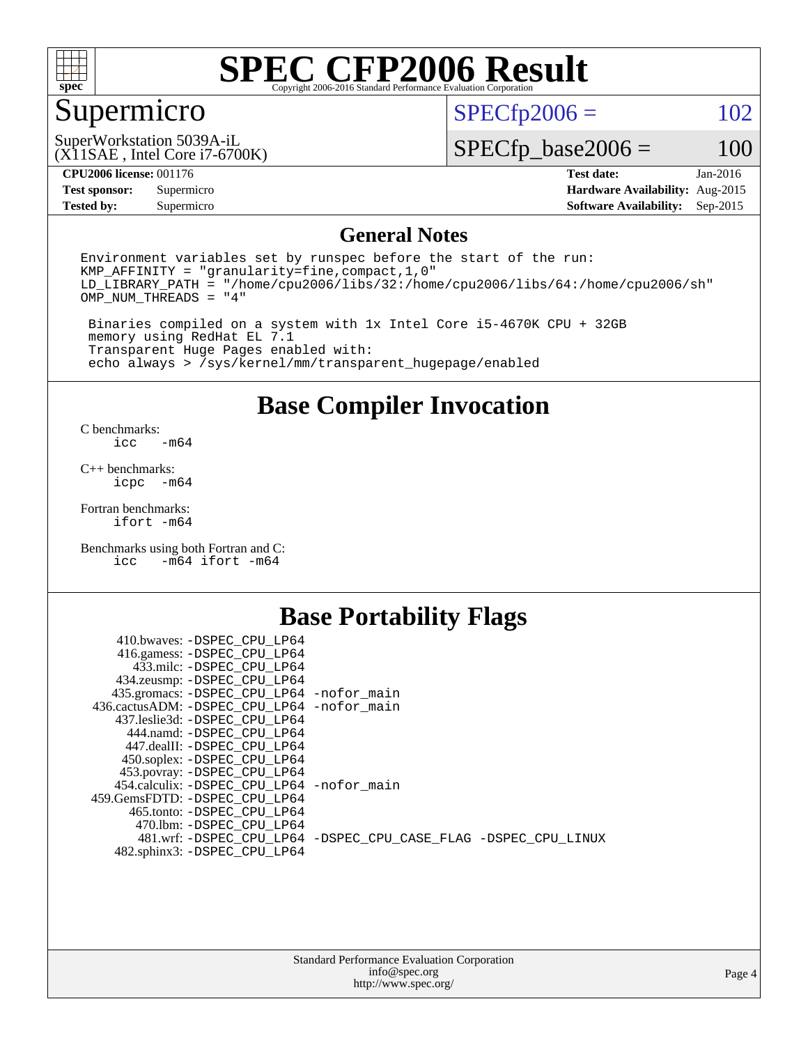# SPEC CFP2006 Result

Copyright 2006-2016 Standard Performance Evaluation Corporation

## Supermicro

SuperWorkstation 5039A-iL
(X11SAE , Intel Core i7-6700K)

SPECfp2006 = 102

SPECfp_base2006 = 100

| | | | |
|---|---|---|---|
| **CPU2006 license:** 001176 | | **Test date:** | Jan-2016 |
| **Test sponsor:** | Supermicro | **Hardware Availability:** | Aug-2015 |
| **Tested by:** | Supermicro | **Software Availability:** | Sep-2015 |

### General Notes

```
Environment variables set by runspec before the start of the run:
KMP_AFFINITY = "granularity=fine,compact,1,0"
LD_LIBRARY_PATH = "/home/cpu2006/libs/32:/home/cpu2006/libs/64:/home/cpu2006/sh"
OMP_NUM_THREADS = "4"

 Binaries compiled on a system with 1x Intel Core i5-4670K CPU + 32GB
 memory using RedHat EL 7.1
 Transparent Huge Pages enabled with:
 echo always > /sys/kernel/mm/transparent_hugepage/enabled
```

## Base Compiler Invocation

C benchmarks:
```
icc   -m64
```

C++ benchmarks:
```
icpc  -m64
```

Fortran benchmarks:
```
ifort -m64
```

Benchmarks using both Fortran and C:
```
icc   -m64 ifort -m64
```

## Base Portability Flags

```
     410.bwaves: -DSPEC_CPU_LP64
     416.gamess: -DSPEC_CPU_LP64
       433.milc: -DSPEC_CPU_LP64
     434.zeusmp: -DSPEC_CPU_LP64
    435.gromacs: -DSPEC_CPU_LP64 -nofor_main
 436.cactusADM: -DSPEC_CPU_LP64 -nofor_main
    437.leslie3d: -DSPEC_CPU_LP64
      444.namd: -DSPEC_CPU_LP64
     447.dealII: -DSPEC_CPU_LP64
     450.soplex: -DSPEC_CPU_LP64
     453.povray: -DSPEC_CPU_LP64
    454.calculix: -DSPEC_CPU_LP64 -nofor_main
 459.GemsFDTD: -DSPEC_CPU_LP64
      465.tonto: -DSPEC_CPU_LP64
       470.lbm: -DSPEC_CPU_LP64
       481.wrf: -DSPEC_CPU_LP64 -DSPEC_CPU_CASE_FLAG -DSPEC_CPU_LINUX
    482.sphinx3: -DSPEC_CPU_LP64
```

Standard Performance Evaluation Corporation
info@spec.org
http://www.spec.org/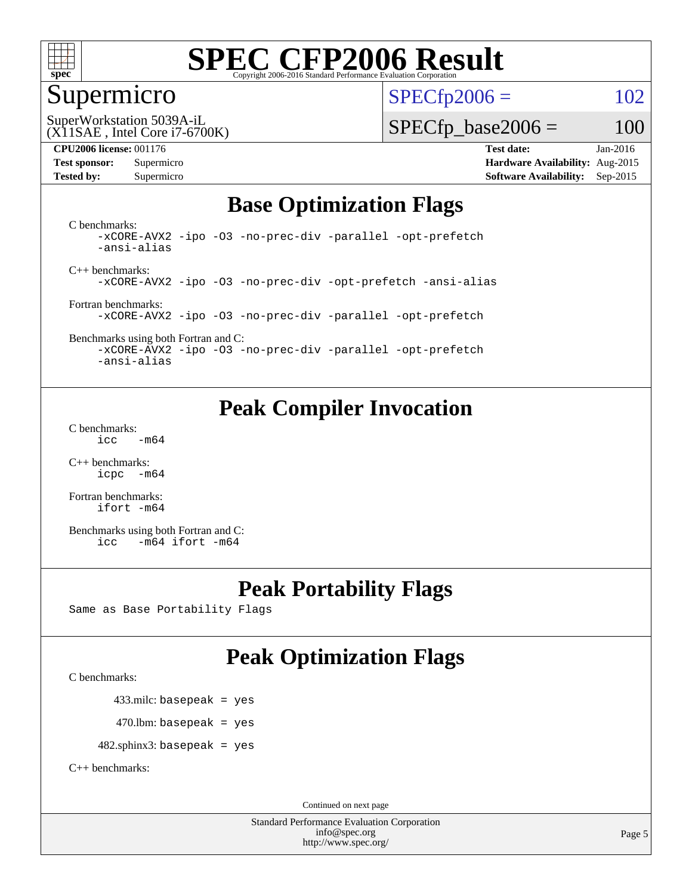# SPEC CFP2006 Result

Copyright 2006-2016 Standard Performance Evaluation Corporation

## Supermicro

SuperWorkstation 5039A-iL
(X11SAE , Intel Core i7-6700K)

SPECfp2006 = 102

SPECfp_base2006 = 100

**CPU2006 license:** 001176
**Test sponsor:** Supermicro
**Tested by:** Supermicro

**Test date:** Jan-2016
**Hardware Availability:** Aug-2015
**Software Availability:** Sep-2015

## Base Optimization Flags

C benchmarks:
```
-xCORE-AVX2 -ipo -O3 -no-prec-div -parallel -opt-prefetch
-ansi-alias
```

C++ benchmarks:
```
-xCORE-AVX2 -ipo -O3 -no-prec-div -opt-prefetch -ansi-alias
```

Fortran benchmarks:
```
-xCORE-AVX2 -ipo -O3 -no-prec-div -parallel -opt-prefetch
```

Benchmarks using both Fortran and C:
```
-xCORE-AVX2 -ipo -O3 -no-prec-div -parallel -opt-prefetch
-ansi-alias
```

## Peak Compiler Invocation

C benchmarks:
```
icc   -m64
```

C++ benchmarks:
```
icpc  -m64
```

Fortran benchmarks:
```
ifort -m64
```

Benchmarks using both Fortran and C:
```
icc   -m64 ifort -m64
```

## Peak Portability Flags

Same as Base Portability Flags

## Peak Optimization Flags

C benchmarks:

433.milc: `basepeak = yes`

470.lbm: `basepeak = yes`

482.sphinx3: `basepeak = yes`

C++ benchmarks:

Continued on next page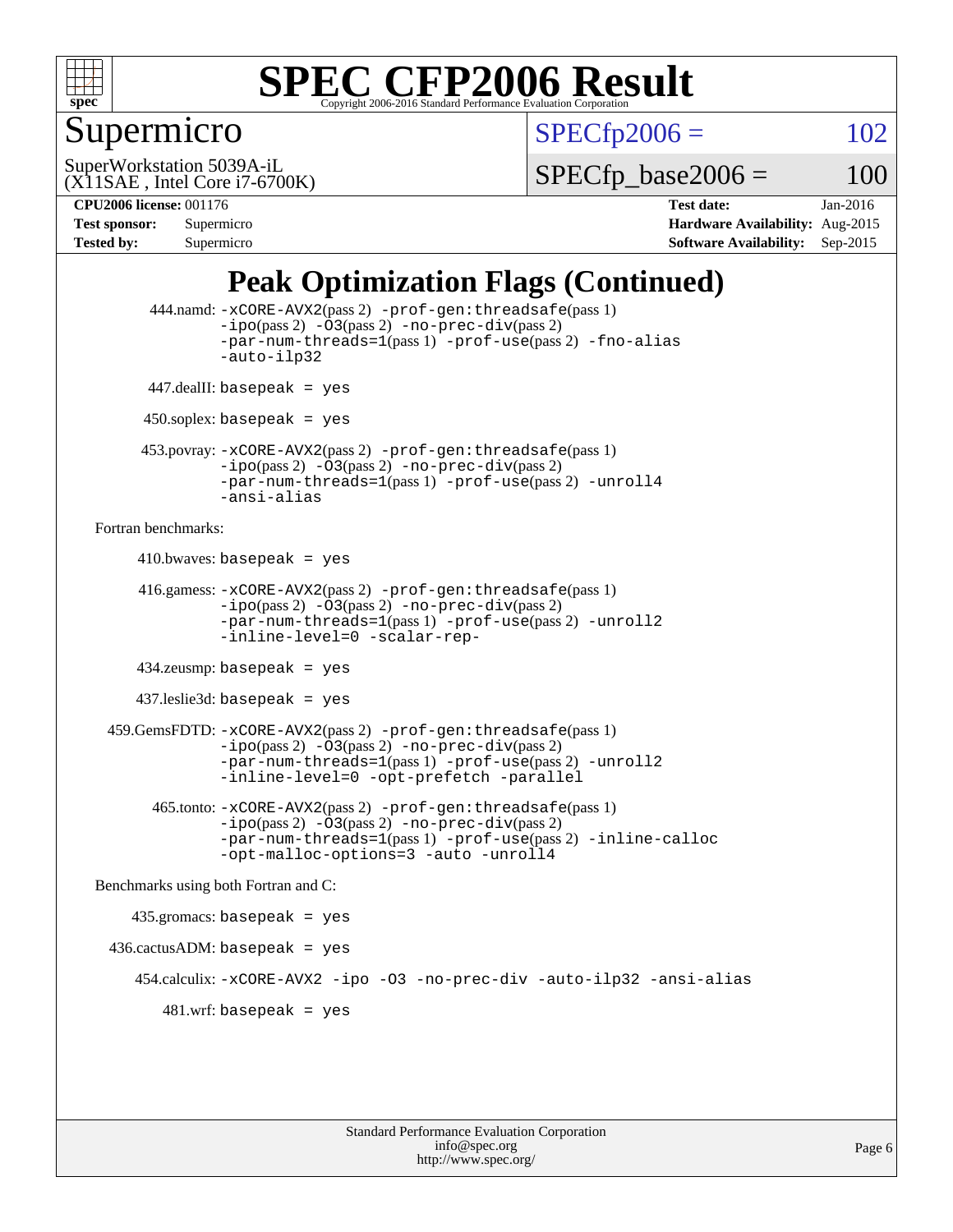# SPEC CFP2006 Result

Copyright 2006-2016 Standard Performance Evaluation Corporation

## Supermicro

SuperWorkstation 5039A-iL
(X11SAE , Intel Core i7-6700K)

SPECfp2006 = 102

SPECfp_base2006 = 100

**CPU2006 license:** 001176
**Test sponsor:** Supermicro
**Tested by:** Supermicro

**Test date:** Jan-2016
**Hardware Availability:** Aug-2015
**Software Availability:** Sep-2015

## Peak Optimization Flags (Continued)

444.namd: -xCORE-AVX2(pass 2) -prof-gen:threadsafe(pass 1) -ipo(pass 2) -O3(pass 2) -no-prec-div(pass 2) -par-num-threads=1(pass 1) -prof-use(pass 2) -fno-alias -auto-ilp32

447.dealII: basepeak = yes

450.soplex: basepeak = yes

453.povray: -xCORE-AVX2(pass 2) -prof-gen:threadsafe(pass 1) -ipo(pass 2) -O3(pass 2) -no-prec-div(pass 2) -par-num-threads=1(pass 1) -prof-use(pass 2) -unroll4 -ansi-alias

Fortran benchmarks:

410.bwaves: basepeak = yes

416.gamess: -xCORE-AVX2(pass 2) -prof-gen:threadsafe(pass 1) -ipo(pass 2) -O3(pass 2) -no-prec-div(pass 2) -par-num-threads=1(pass 1) -prof-use(pass 2) -unroll2 -inline-level=0 -scalar-rep-

434.zeusmp: basepeak = yes

437.leslie3d: basepeak = yes

459.GemsFDTD: -xCORE-AVX2(pass 2) -prof-gen:threadsafe(pass 1) -ipo(pass 2) -O3(pass 2) -no-prec-div(pass 2) -par-num-threads=1(pass 1) -prof-use(pass 2) -unroll2 -inline-level=0 -opt-prefetch -parallel

465.tonto: -xCORE-AVX2(pass 2) -prof-gen:threadsafe(pass 1) -ipo(pass 2) -O3(pass 2) -no-prec-div(pass 2) -par-num-threads=1(pass 1) -prof-use(pass 2) -inline-calloc -opt-malloc-options=3 -auto -unroll4

Benchmarks using both Fortran and C:

435.gromacs: basepeak = yes

436.cactusADM: basepeak = yes

454.calculix: -xCORE-AVX2 -ipo -O3 -no-prec-div -auto-ilp32 -ansi-alias

481.wrf: basepeak = yes

Standard Performance Evaluation Corporation
info@spec.org
http://www.spec.org/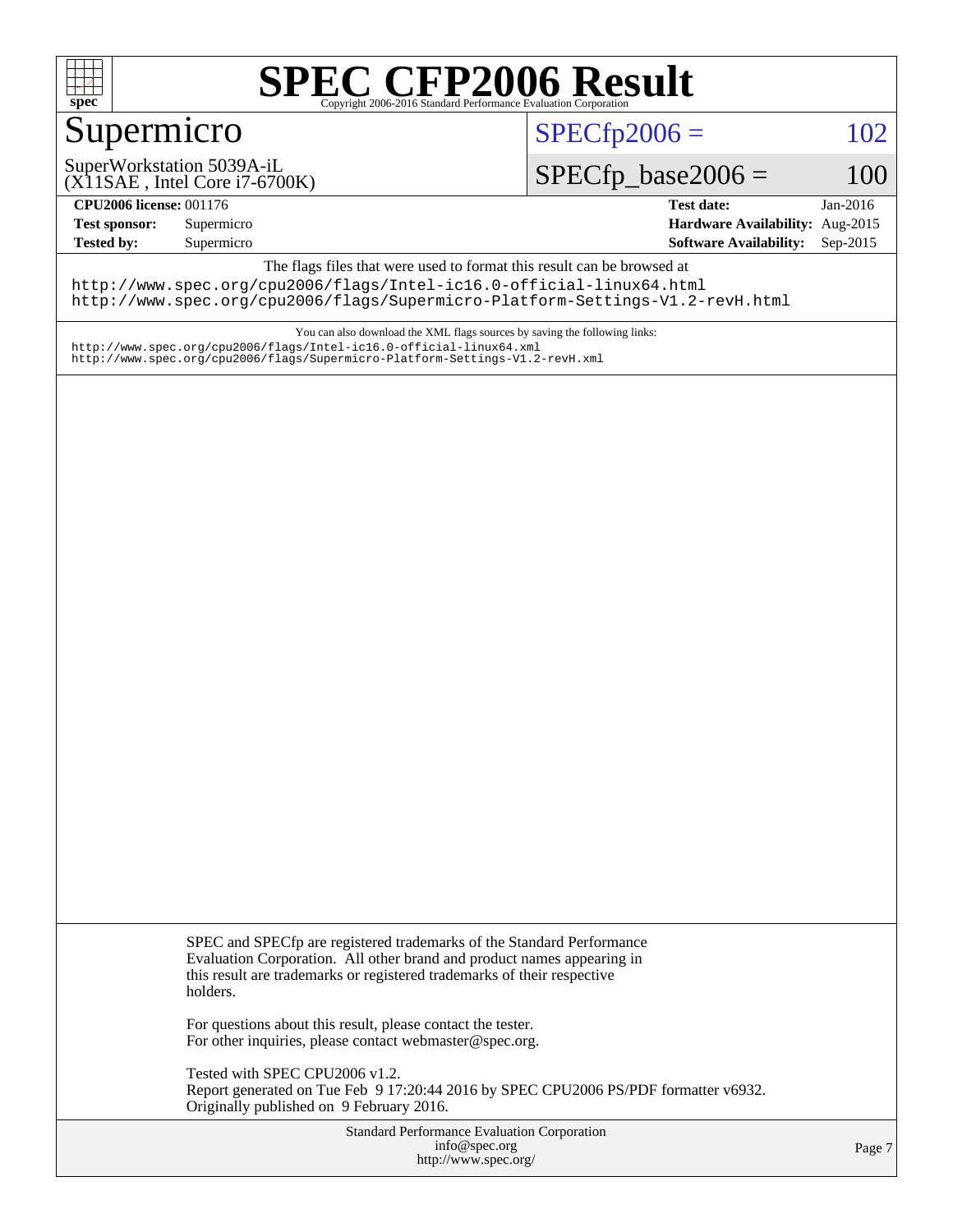# SPEC CFP2006 Result

Copyright 2006-2016 Standard Performance Evaluation Corporation

## Supermicro

SuperWorkstation 5039A-iL
(X11SAE , Intel Core i7-6700K)

SPECfp2006 = 102

SPECfp_base2006 = 100

| | | | |
|---|---|---|---|
| **CPU2006 license:** | 001176 | **Test date:** | Jan-2016 |
| **Test sponsor:** | Supermicro | **Hardware Availability:** | Aug-2015 |
| **Tested by:** | Supermicro | **Software Availability:** | Sep-2015 |

The flags files that were used to format this result can be browsed at

```
http://www.spec.org/cpu2006/flags/Intel-ic16.0-official-linux64.html
http://www.spec.org/cpu2006/flags/Supermicro-Platform-Settings-V1.2-revH.html
```

You can also download the XML flags sources by saving the following links:

```
http://www.spec.org/cpu2006/flags/Intel-ic16.0-official-linux64.xml
http://www.spec.org/cpu2006/flags/Supermicro-Platform-Settings-V1.2-revH.xml
```

SPEC and SPECfp are registered trademarks of the Standard Performance Evaluation Corporation. All other brand and product names appearing in this result are trademarks or registered trademarks of their respective holders.

For questions about this result, please contact the tester.
For other inquiries, please contact webmaster@spec.org.

Tested with SPEC CPU2006 v1.2.
Report generated on Tue Feb 9 17:20:44 2016 by SPEC CPU2006 PS/PDF formatter v6932.
Originally published on 9 February 2016.

Standard Performance Evaluation Corporation
info@spec.org
http://www.spec.org/